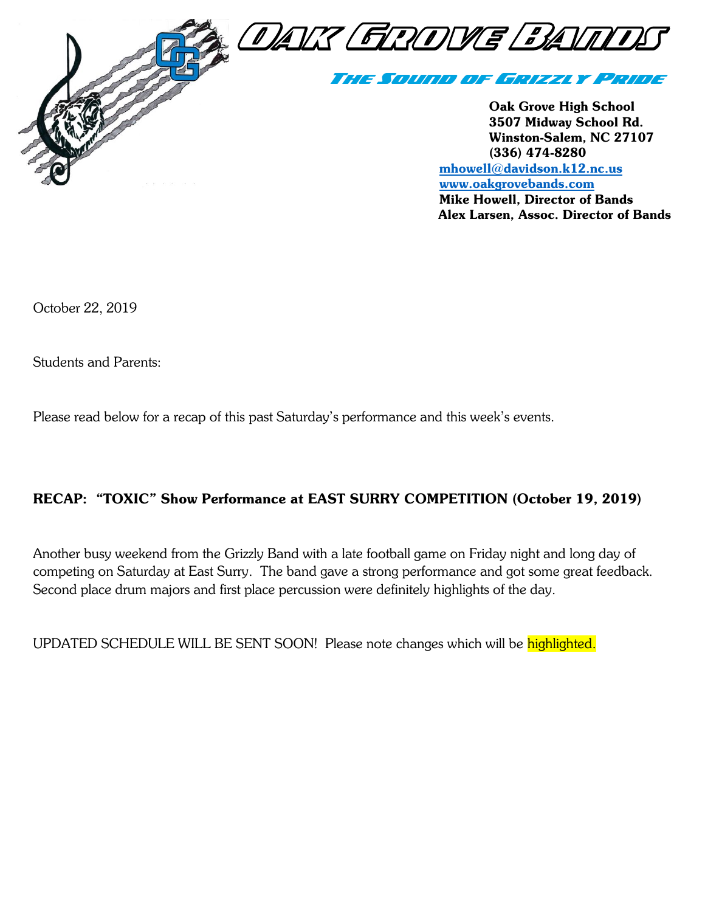# OAK GROVE BANDS

## The Sound of Grizzly Pride

**Oak Grove High School**
**3507 Midway School Rd.**
**Winston-Salem, NC 27107**
**(336) 474-8280**
**mhowell@davidson.k12.nc.us**
**www.oakgrovebands.com**
**Mike Howell, Director of Bands**
**Alex Larsen, Assoc. Director of Bands**

October 22, 2019

Students and Parents:

Please read below for a recap of this past Saturday's performance and this week's events.

**RECAP: "TOXIC" Show Performance at EAST SURRY COMPETITION (October 19, 2019)**

Another busy weekend from the Grizzly Band with a late football game on Friday night and long day of competing on Saturday at East Surry. The band gave a strong performance and got some great feedback. Second place drum majors and first place percussion were definitely highlights of the day.

UPDATED SCHEDULE WILL BE SENT SOON! Please note changes which will be highlighted.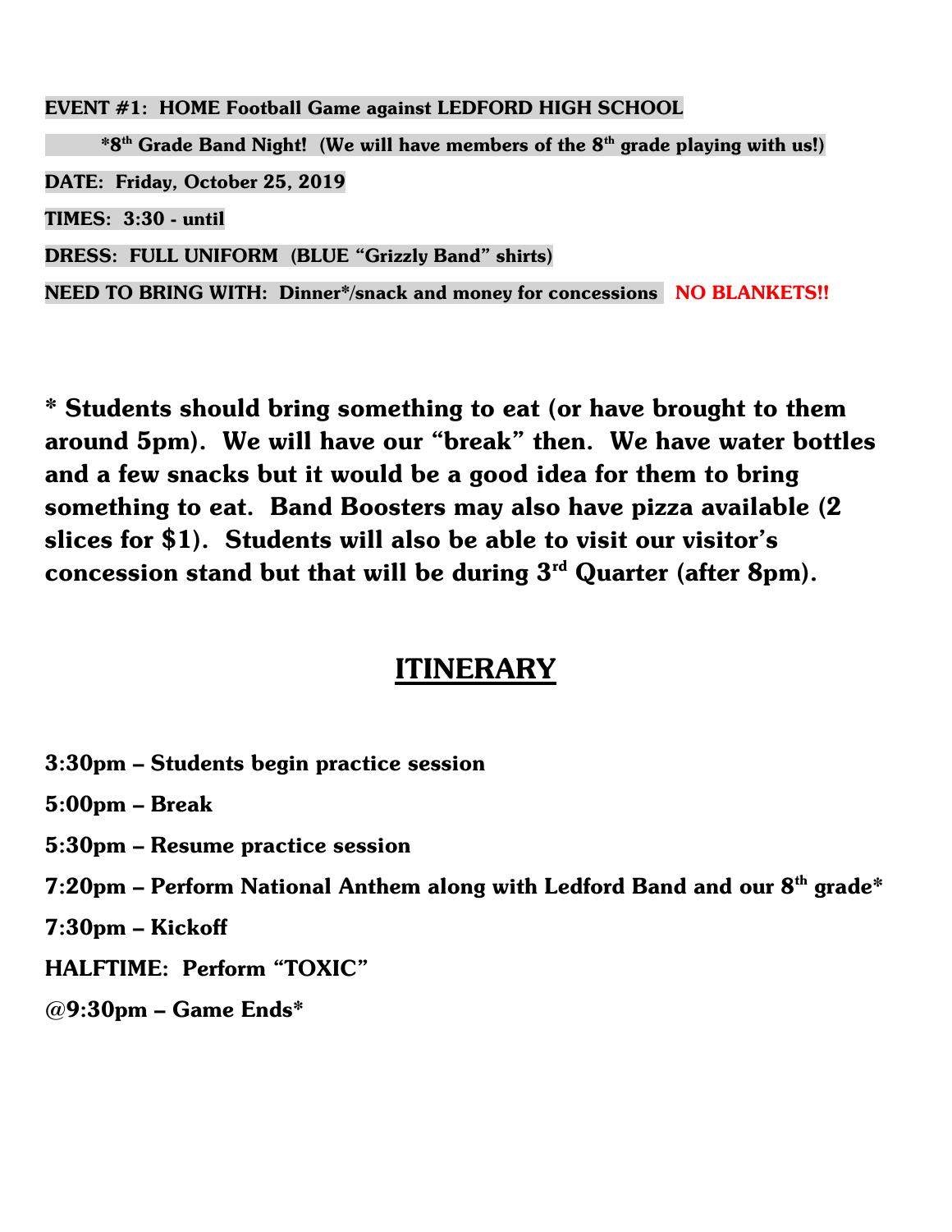**EVENT #1: HOME Football Game against LEDFORD HIGH SCHOOL**

**\*8th Grade Band Night! (We will have members of the 8th grade playing with us!)**

**DATE: Friday, October 25, 2019**

**TIMES: 3:30 - until**

**DRESS: FULL UNIFORM (BLUE "Grizzly Band" shirts)**

**NEED TO BRING WITH: Dinner\*/snack and money for concessions NO BLANKETS!!**

**\* Students should bring something to eat (or have brought to them around 5pm). We will have our "break" then. We have water bottles and a few snacks but it would be a good idea for them to bring something to eat. Band Boosters may also have pizza available (2 slices for $1). Students will also be able to visit our visitor's concession stand but that will be during 3rd Quarter (after 8pm).**

## ITINERARY

**3:30pm – Students begin practice session**

**5:00pm – Break**

**5:30pm – Resume practice session**

**7:20pm – Perform National Anthem along with Ledford Band and our 8th grade\***

**7:30pm – Kickoff**

**HALFTIME: Perform "TOXIC"**

**@9:30pm – Game Ends\***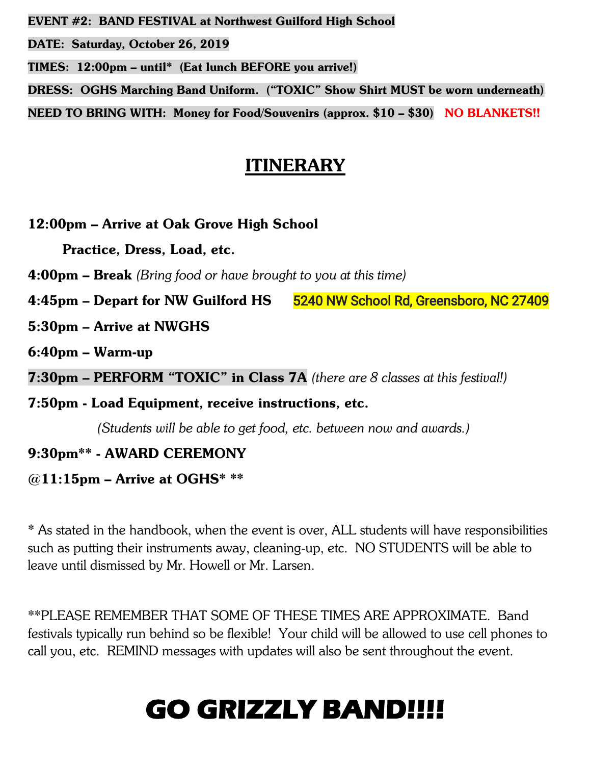**EVENT #2: BAND FESTIVAL at Northwest Guilford High School**

**DATE: Saturday, October 26, 2019**

**TIMES: 12:00pm – until* (Eat lunch BEFORE you arrive!)**

**DRESS: OGHS Marching Band Uniform. ("TOXIC" Show Shirt MUST be worn underneath)**

**NEED TO BRING WITH: Money for Food/Souvenirs (approx. $10 – $30)** **NO BLANKETS!!**

# ITINERARY

**12:00pm – Arrive at Oak Grove High School**

**Practice, Dress, Load, etc.**

**4:00pm – Break** *(Bring food or have brought to you at this time)*

**4:45pm – Depart for NW Guilford HS** 5240 NW School Rd, Greensboro, NC 27409

**5:30pm – Arrive at NWGHS**

**6:40pm – Warm-up**

**7:30pm – PERFORM "TOXIC" in Class 7A** *(there are 8 classes at this festival!)*

**7:50pm - Load Equipment, receive instructions, etc.**

*(Students will be able to get food, etc. between now and awards.)*

**9:30pm** - AWARD CEREMONY**

**@11:15pm – Arrive at OGHS* ****

* As stated in the handbook, when the event is over, ALL students will have responsibilities such as putting their instruments away, cleaning-up, etc. NO STUDENTS will be able to leave until dismissed by Mr. Howell or Mr. Larsen.

**PLEASE REMEMBER THAT SOME OF THESE TIMES ARE APPROXIMATE. Band festivals typically run behind so be flexible! Your child will be allowed to use cell phones to call you, etc. REMIND messages with updates will also be sent throughout the event.

# GO GRIZZLY BAND!!!!